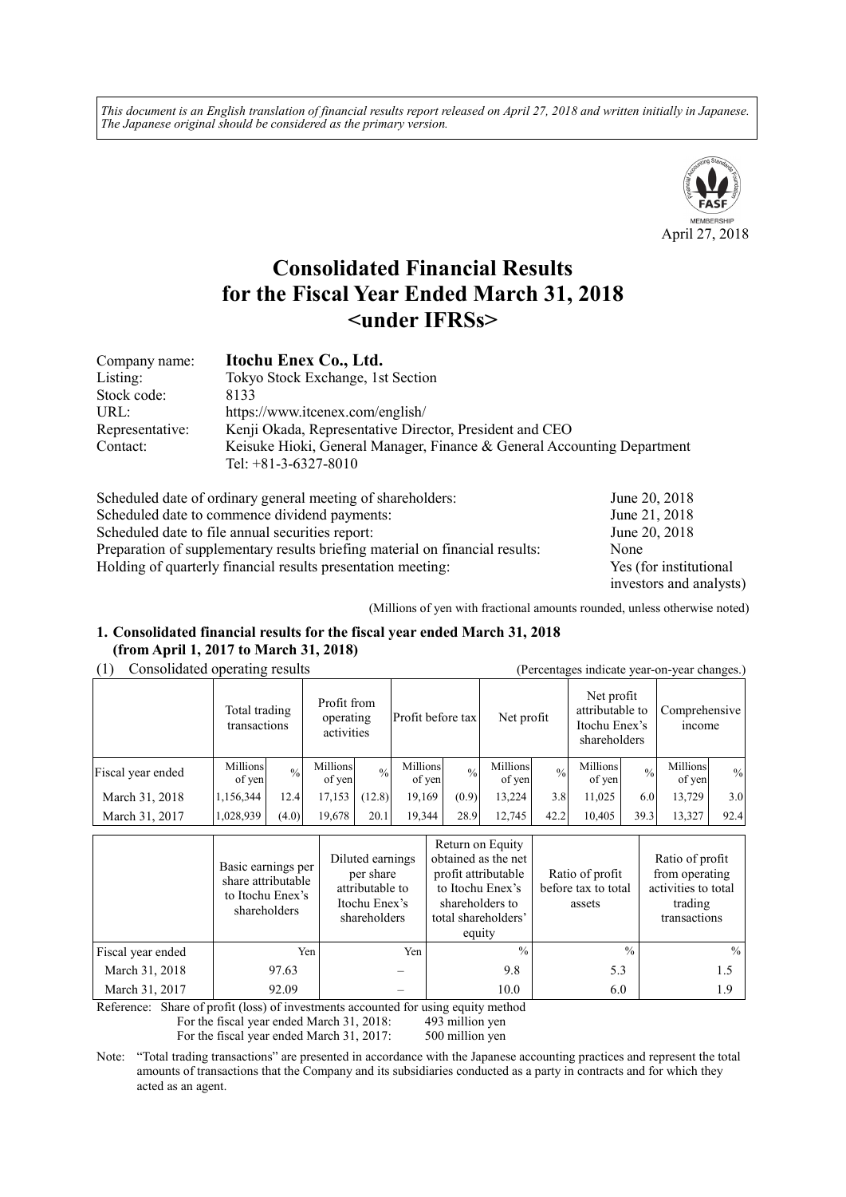*This document is an English translation of financial results report released on April 27, 2018 and written initially in Japanese. The Japanese original should be considered as the primary version.*

April 27, 2018

# Consolidated Financial Results for the Fiscal Year Ended March 31, 2018 <under IFRSs>

| | |
|---|---|
| Company name: | **Itochu Enex Co., Ltd.** |
| Listing: | Tokyo Stock Exchange, 1st Section |
| Stock code: | 8133 |
| URL: | https://www.itcenex.com/english/ |
| Representative: | Kenji Okada, Representative Director, President and CEO |
| Contact: | Keisuke Hioki, General Manager, Finance & General Accounting Department<br>Tel: +81-3-6327-8010 |

| | |
|---|---|
| Scheduled date of ordinary general meeting of shareholders: | June 20, 2018 |
| Scheduled date to commence dividend payments: | June 21, 2018 |
| Scheduled date to file annual securities report: | June 20, 2018 |
| Preparation of supplementary results briefing material on financial results: | None |
| Holding of quarterly financial results presentation meeting: | Yes (for institutional investors and analysts) |

(Millions of yen with fractional amounts rounded, unless otherwise noted)

## 1. Consolidated financial results for the fiscal year ended March 31, 2018 (from April 1, 2017 to March 31, 2018)

(1) Consolidated operating results (Percentages indicate year-on-year changes.)

| | Total trading transactions | | Profit from operating activities | | Profit before tax | | Net profit | | Net profit attributable to Itochu Enex's shareholders | | Comprehensive income | |
|---|---|---|---|---|---|---|---|---|---|---|---|---|
| Fiscal year ended | Millions of yen | % | Millions of yen | % | Millions of yen | % | Millions of yen | % | Millions of yen | % | Millions of yen | % |
| March 31, 2018 | 1,156,344 | 12.4 | 17,153 | (12.8) | 19,169 | (0.9) | 13,224 | 3.8 | 11,025 | 6.0 | 13,729 | 3.0 |
| March 31, 2017 | 1,028,939 | (4.0) | 19,678 | 20.1 | 19,344 | 28.9 | 12,745 | 42.2 | 10,405 | 39.3 | 13,327 | 92.4 |

| | Basic earnings per share attributable to Itochu Enex's shareholders | Diluted earnings per share attributable to Itochu Enex's shareholders | Return on Equity obtained as the net profit attributable to Itochu Enex's shareholders to total shareholders' equity | Ratio of profit before tax to total assets | Ratio of profit from operating activities to total trading transactions |
|---|---|---|---|---|---|
| Fiscal year ended | Yen | Yen | % | % | % |
| March 31, 2018 | 97.63 | – | 9.8 | 5.3 | 1.5 |
| March 31, 2017 | 92.09 | – | 10.0 | 6.0 | 1.9 |

Reference: Share of profit (loss) of investments accounted for using equity method
For the fiscal year ended March 31, 2018: 493 million yen
For the fiscal year ended March 31, 2017: 500 million yen

Note: "Total trading transactions" are presented in accordance with the Japanese accounting practices and represent the total amounts of transactions that the Company and its subsidiaries conducted as a party in contracts and for which they acted as an agent.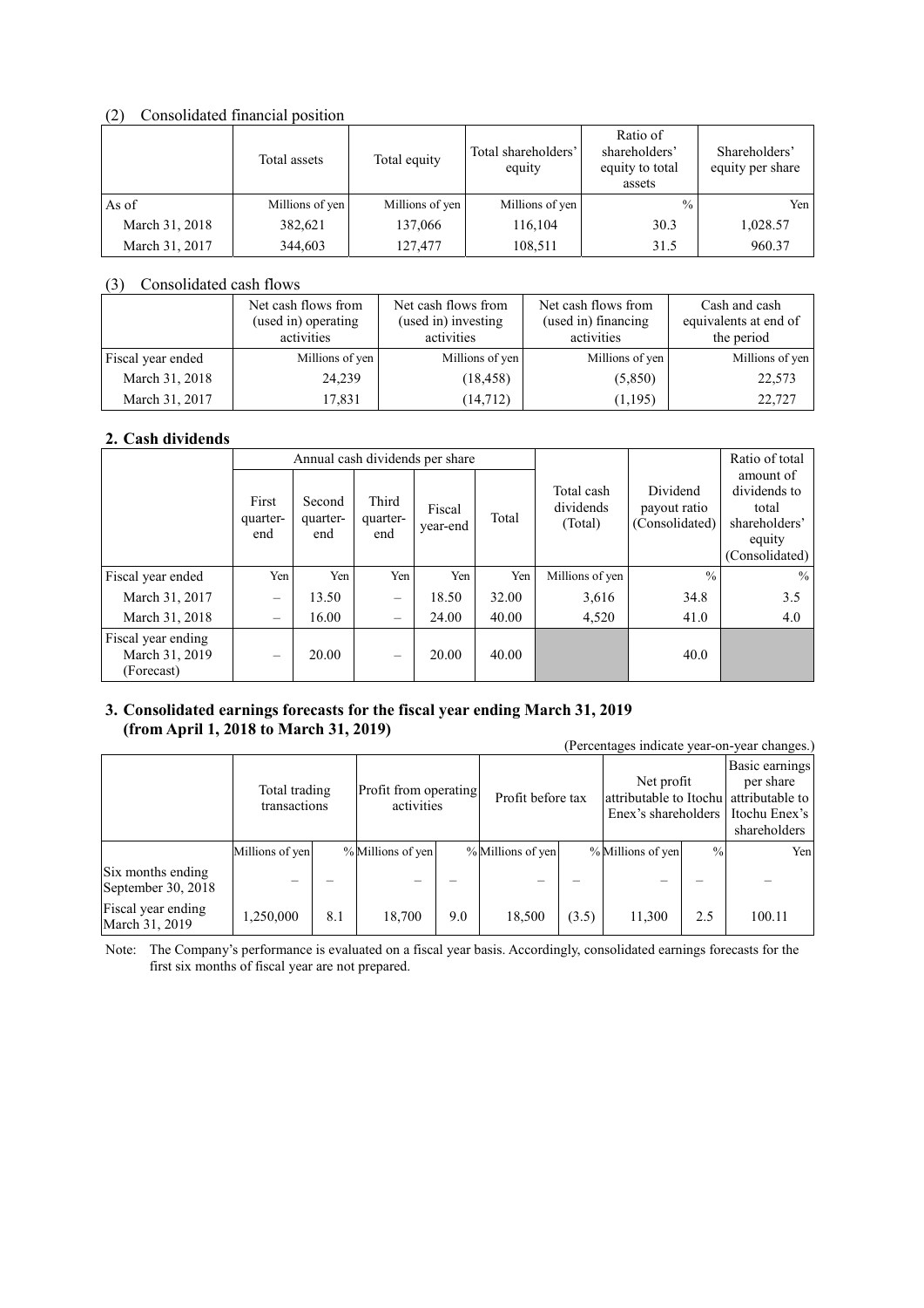(2) Consolidated financial position

| | Total assets | Total equity | Total shareholders' equity | Ratio of shareholders' equity to total assets | Shareholders' equity per share |
|---|---|---|---|---|---|
| As of | Millions of yen | Millions of yen | Millions of yen | % | Yen |
| March 31, 2018 | 382,621 | 137,066 | 116,104 | 30.3 | 1,028.57 |
| March 31, 2017 | 344,603 | 127,477 | 108,511 | 31.5 | 960.37 |

(3) Consolidated cash flows

| | Net cash flows from (used in) operating activities | Net cash flows from (used in) investing activities | Net cash flows from (used in) financing activities | Cash and cash equivalents at end of the period |
|---|---|---|---|---|
| Fiscal year ended | Millions of yen | Millions of yen | Millions of yen | Millions of yen |
| March 31, 2018 | 24,239 | (18,458) | (5,850) | 22,573 |
| March 31, 2017 | 17,831 | (14,712) | (1,195) | 22,727 |

## 2. Cash dividends

| | Annual cash dividends per share | | | | | Total cash dividends (Total) | Dividend payout ratio (Consolidated) | Ratio of total amount of dividends to total shareholders' equity (Consolidated) |
|---|---|---|---|---|---|---|---|---|
| | First quarter-end | Second quarter-end | Third quarter-end | Fiscal year-end | Total | | | |
| Fiscal year ended | Yen | Yen | Yen | Yen | Yen | Millions of yen | % | % |
| March 31, 2017 | – | 13.50 | – | 18.50 | 32.00 | 3,616 | 34.8 | 3.5 |
| March 31, 2018 | – | 16.00 | – | 24.00 | 40.00 | 4,520 | 41.0 | 4.0 |
| Fiscal year ending March 31, 2019 (Forecast) | – | 20.00 | – | 20.00 | 40.00 | | 40.0 | |

## 3. Consolidated earnings forecasts for the fiscal year ending March 31, 2019 (from April 1, 2018 to March 31, 2019)

(Percentages indicate year-on-year changes.)

| | Total trading transactions | | Profit from operating activities | | Profit before tax | | Net profit attributable to Itochu Enex's shareholders | | Basic earnings per share attributable to Itochu Enex's shareholders |
|---|---|---|---|---|---|---|---|---|---|
| | Millions of yen | % | Millions of yen | % | Millions of yen | % | Millions of yen | % | Yen |
| Six months ending September 30, 2018 | – | – | – | – | – | – | – | – | – |
| Fiscal year ending March 31, 2019 | 1,250,000 | 8.1 | 18,700 | 9.0 | 18,500 | (3.5) | 11,300 | 2.5 | 100.11 |

Note: The Company's performance is evaluated on a fiscal year basis. Accordingly, consolidated earnings forecasts for the first six months of fiscal year are not prepared.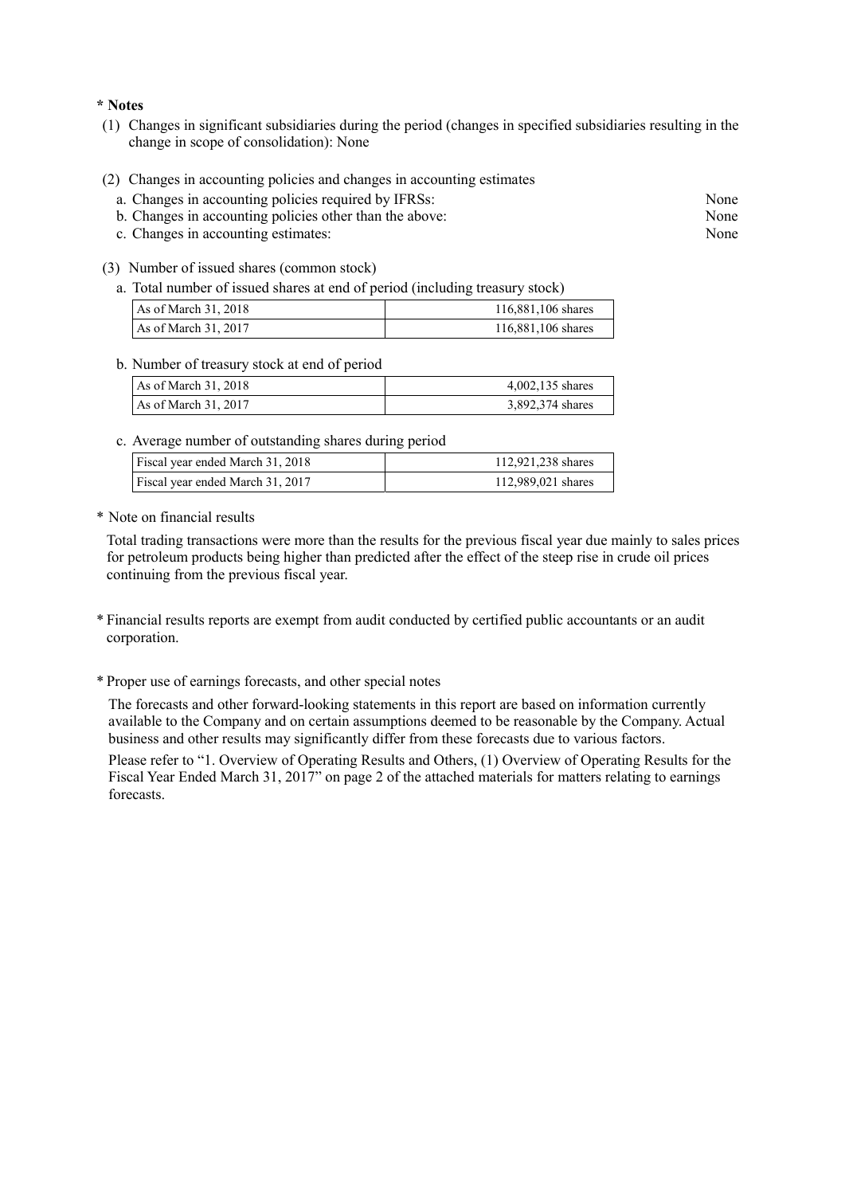**\* Notes**

(1) Changes in significant subsidiaries during the period (changes in specified subsidiaries resulting in the change in scope of consolidation): None

(2) Changes in accounting policies and changes in accounting estimates

a. Changes in accounting policies required by IFRSs: None

b. Changes in accounting policies other than the above: None

c. Changes in accounting estimates: None

(3) Number of issued shares (common stock)

a. Total number of issued shares at end of period (including treasury stock)

| | |
|---|---|
| As of March 31, 2018 | 116,881,106 shares |
| As of March 31, 2017 | 116,881,106 shares |

b. Number of treasury stock at end of period

| | |
|---|---|
| As of March 31, 2018 | 4,002,135 shares |
| As of March 31, 2017 | 3,892,374 shares |

c. Average number of outstanding shares during period

| | |
|---|---|
| Fiscal year ended March 31, 2018 | 112,921,238 shares |
| Fiscal year ended March 31, 2017 | 112,989,021 shares |

\* Note on financial results

Total trading transactions were more than the results for the previous fiscal year due mainly to sales prices for petroleum products being higher than predicted after the effect of the steep rise in crude oil prices continuing from the previous fiscal year.

\* Financial results reports are exempt from audit conducted by certified public accountants or an audit corporation.

\* Proper use of earnings forecasts, and other special notes

The forecasts and other forward-looking statements in this report are based on information currently available to the Company and on certain assumptions deemed to be reasonable by the Company. Actual business and other results may significantly differ from these forecasts due to various factors.

Please refer to "1. Overview of Operating Results and Others, (1) Overview of Operating Results for the Fiscal Year Ended March 31, 2017" on page 2 of the attached materials for matters relating to earnings forecasts.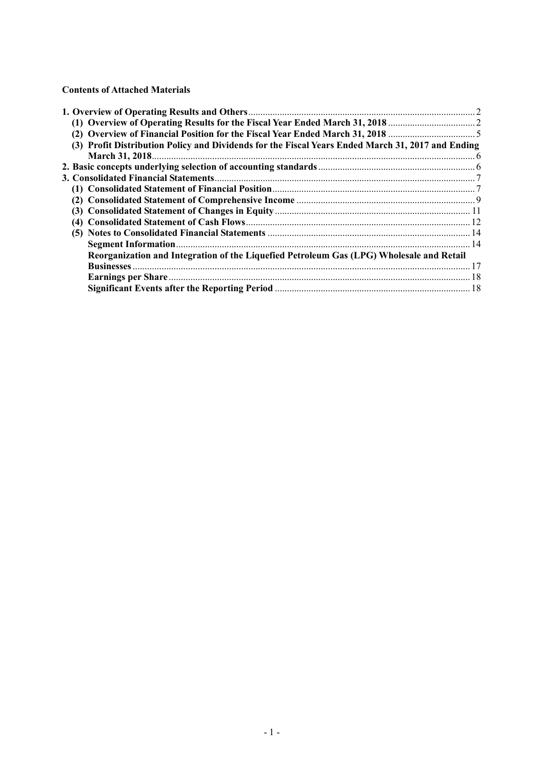**Contents of Attached Materials**

| | |
|---|---|
| **1. Overview of Operating Results and Others** | 2 |
| **(1) Overview of Operating Results for the Fiscal Year Ended March 31, 2018** | 2 |
| **(2) Overview of Financial Position for the Fiscal Year Ended March 31, 2018** | 5 |
| **(3) Profit Distribution Policy and Dividends for the Fiscal Years Ended March 31, 2017 and Ending March 31, 2018** | 6 |
| **2. Basic concepts underlying selection of accounting standards** | 6 |
| **3. Consolidated Financial Statements** | 7 |
| **(1) Consolidated Statement of Financial Position** | 7 |
| **(2) Consolidated Statement of Comprehensive Income** | 9 |
| **(3) Consolidated Statement of Changes in Equity** | 11 |
| **(4) Consolidated Statement of Cash Flows** | 12 |
| **(5) Notes to Consolidated Financial Statements** | 14 |
| **Segment Information** | 14 |
| **Reorganization and Integration of the Liquefied Petroleum Gas (LPG) Wholesale and Retail Businesses** | 17 |
| **Earnings per Share** | 18 |
| **Significant Events after the Reporting Period** | 18 |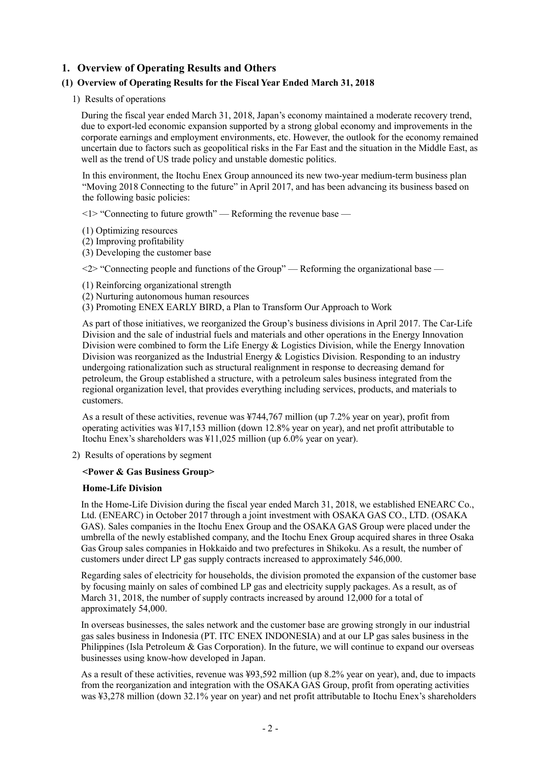## 1. Overview of Operating Results and Others

### (1) Overview of Operating Results for the Fiscal Year Ended March 31, 2018

1) Results of operations

During the fiscal year ended March 31, 2018, Japan's economy maintained a moderate recovery trend, due to export-led economic expansion supported by a strong global economy and improvements in the corporate earnings and employment environments, etc. However, the outlook for the economy remained uncertain due to factors such as geopolitical risks in the Far East and the situation in the Middle East, as well as the trend of US trade policy and unstable domestic politics.

In this environment, the Itochu Enex Group announced its new two-year medium-term business plan "Moving 2018 Connecting to the future" in April 2017, and has been advancing its business based on the following basic policies:

<1> "Connecting to future growth" — Reforming the revenue base —

(1) Optimizing resources
(2) Improving profitability
(3) Developing the customer base

<2> "Connecting people and functions of the Group" — Reforming the organizational base —

(1) Reinforcing organizational strength
(2) Nurturing autonomous human resources
(3) Promoting ENEX EARLY BIRD, a Plan to Transform Our Approach to Work

As part of those initiatives, we reorganized the Group's business divisions in April 2017. The Car-Life Division and the sale of industrial fuels and materials and other operations in the Energy Innovation Division were combined to form the Life Energy & Logistics Division, while the Energy Innovation Division was reorganized as the Industrial Energy & Logistics Division. Responding to an industry undergoing rationalization such as structural realignment in response to decreasing demand for petroleum, the Group established a structure, with a petroleum sales business integrated from the regional organization level, that provides everything including services, products, and materials to customers.

As a result of these activities, revenue was ¥744,767 million (up 7.2% year on year), profit from operating activities was ¥17,153 million (down 12.8% year on year), and net profit attributable to Itochu Enex's shareholders was ¥11,025 million (up 6.0% year on year).

2) Results of operations by segment

**<Power & Gas Business Group>**

**Home-Life Division**

In the Home-Life Division during the fiscal year ended March 31, 2018, we established ENEARC Co., Ltd. (ENEARC) in October 2017 through a joint investment with OSAKA GAS CO., LTD. (OSAKA GAS). Sales companies in the Itochu Enex Group and the OSAKA GAS Group were placed under the umbrella of the newly established company, and the Itochu Enex Group acquired shares in three Osaka Gas Group sales companies in Hokkaido and two prefectures in Shikoku. As a result, the number of customers under direct LP gas supply contracts increased to approximately 546,000.

Regarding sales of electricity for households, the division promoted the expansion of the customer base by focusing mainly on sales of combined LP gas and electricity supply packages. As a result, as of March 31, 2018, the number of supply contracts increased by around 12,000 for a total of approximately 54,000.

In overseas businesses, the sales network and the customer base are growing strongly in our industrial gas sales business in Indonesia (PT. ITC ENEX INDONESIA) and at our LP gas sales business in the Philippines (Isla Petroleum & Gas Corporation). In the future, we will continue to expand our overseas businesses using know-how developed in Japan.

As a result of these activities, revenue was ¥93,592 million (up 8.2% year on year), and, due to impacts from the reorganization and integration with the OSAKA GAS Group, profit from operating activities was ¥3,278 million (down 32.1% year on year) and net profit attributable to Itochu Enex's shareholders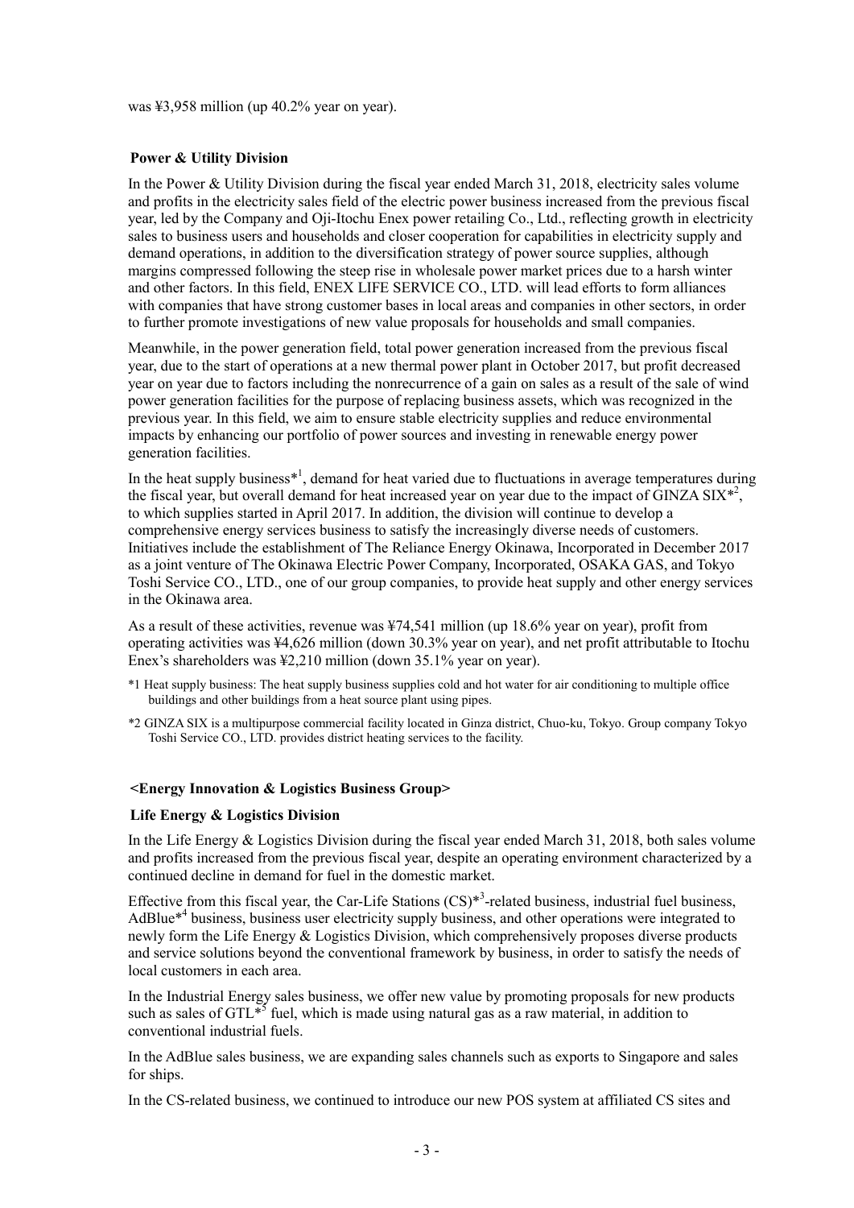was ¥3,958 million (up 40.2% year on year).

**Power & Utility Division**

In the Power & Utility Division during the fiscal year ended March 31, 2018, electricity sales volume and profits in the electricity sales field of the electric power business increased from the previous fiscal year, led by the Company and Oji-Itochu Enex power retailing Co., Ltd., reflecting growth in electricity sales to business users and households and closer cooperation for capabilities in electricity supply and demand operations, in addition to the diversification strategy of power source supplies, although margins compressed following the steep rise in wholesale power market prices due to a harsh winter and other factors. In this field, ENEX LIFE SERVICE CO., LTD. will lead efforts to form alliances with companies that have strong customer bases in local areas and companies in other sectors, in order to further promote investigations of new value proposals for households and small companies.

Meanwhile, in the power generation field, total power generation increased from the previous fiscal year, due to the start of operations at a new thermal power plant in October 2017, but profit decreased year on year due to factors including the nonrecurrence of a gain on sales as a result of the sale of wind power generation facilities for the purpose of replacing business assets, which was recognized in the previous year. In this field, we aim to ensure stable electricity supplies and reduce environmental impacts by enhancing our portfolio of power sources and investing in renewable energy power generation facilities.

In the heat supply business*[1], demand for heat varied due to fluctuations in average temperatures during the fiscal year, but overall demand for heat increased year on year due to the impact of GINZA SIX*[2], to which supplies started in April 2017. In addition, the division will continue to develop a comprehensive energy services business to satisfy the increasingly diverse needs of customers. Initiatives include the establishment of The Reliance Energy Okinawa, Incorporated in December 2017 as a joint venture of The Okinawa Electric Power Company, Incorporated, OSAKA GAS, and Tokyo Toshi Service CO., LTD., one of our group companies, to provide heat supply and other energy services in the Okinawa area.

As a result of these activities, revenue was ¥74,541 million (up 18.6% year on year), profit from operating activities was ¥4,626 million (down 30.3% year on year), and net profit attributable to Itochu Enex's shareholders was ¥2,210 million (down 35.1% year on year).

*1 Heat supply business: The heat supply business supplies cold and hot water for air conditioning to multiple office buildings and other buildings from a heat source plant using pipes.

*2 GINZA SIX is a multipurpose commercial facility located in Ginza district, Chuo-ku, Tokyo. Group company Tokyo Toshi Service CO., LTD. provides district heating services to the facility.

**<Energy Innovation & Logistics Business Group>**

**Life Energy & Logistics Division**

In the Life Energy & Logistics Division during the fiscal year ended March 31, 2018, both sales volume and profits increased from the previous fiscal year, despite an operating environment characterized by a continued decline in demand for fuel in the domestic market.

Effective from this fiscal year, the Car-Life Stations (CS)*[3]-related business, industrial fuel business, AdBlue*[4] business, business user electricity supply business, and other operations were integrated to newly form the Life Energy & Logistics Division, which comprehensively proposes diverse products and service solutions beyond the conventional framework by business, in order to satisfy the needs of local customers in each area.

In the Industrial Energy sales business, we offer new value by promoting proposals for new products such as sales of GTL*[5] fuel, which is made using natural gas as a raw material, in addition to conventional industrial fuels.

In the AdBlue sales business, we are expanding sales channels such as exports to Singapore and sales for ships.

In the CS-related business, we continued to introduce our new POS system at affiliated CS sites and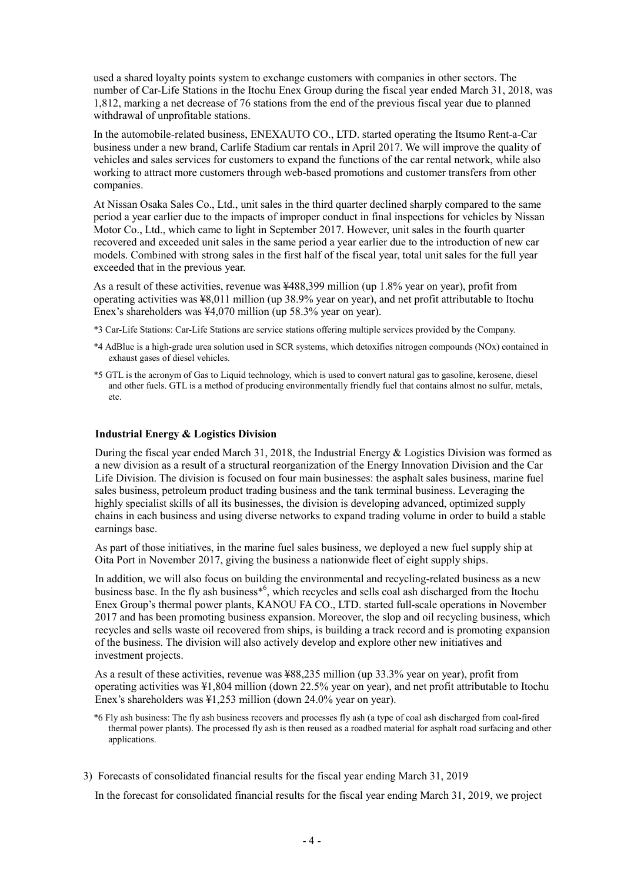used a shared loyalty points system to exchange customers with companies in other sectors. The number of Car-Life Stations in the Itochu Enex Group during the fiscal year ended March 31, 2018, was 1,812, marking a net decrease of 76 stations from the end of the previous fiscal year due to planned withdrawal of unprofitable stations.

In the automobile-related business, ENEXAUTO CO., LTD. started operating the Itsumo Rent-a-Car business under a new brand, Carlife Stadium car rentals in April 2017. We will improve the quality of vehicles and sales services for customers to expand the functions of the car rental network, while also working to attract more customers through web-based promotions and customer transfers from other companies.

At Nissan Osaka Sales Co., Ltd., unit sales in the third quarter declined sharply compared to the same period a year earlier due to the impacts of improper conduct in final inspections for vehicles by Nissan Motor Co., Ltd., which came to light in September 2017. However, unit sales in the fourth quarter recovered and exceeded unit sales in the same period a year earlier due to the introduction of new car models. Combined with strong sales in the first half of the fiscal year, total unit sales for the full year exceeded that in the previous year.

As a result of these activities, revenue was ¥488,399 million (up 1.8% year on year), profit from operating activities was ¥8,011 million (up 38.9% year on year), and net profit attributable to Itochu Enex's shareholders was ¥4,070 million (up 58.3% year on year).

*3 Car-Life Stations: Car-Life Stations are service stations offering multiple services provided by the Company.

*4 AdBlue is a high-grade urea solution used in SCR systems, which detoxifies nitrogen compounds (NOx) contained in exhaust gases of diesel vehicles.

*5 GTL is the acronym of Gas to Liquid technology, which is used to convert natural gas to gasoline, kerosene, diesel and other fuels. GTL is a method of producing environmentally friendly fuel that contains almost no sulfur, metals, etc.

**Industrial Energy & Logistics Division**

During the fiscal year ended March 31, 2018, the Industrial Energy & Logistics Division was formed as a new division as a result of a structural reorganization of the Energy Innovation Division and the Car Life Division. The division is focused on four main businesses: the asphalt sales business, marine fuel sales business, petroleum product trading business and the tank terminal business. Leveraging the highly specialist skills of all its businesses, the division is developing advanced, optimized supply chains in each business and using diverse networks to expand trading volume in order to build a stable earnings base.

As part of those initiatives, in the marine fuel sales business, we deployed a new fuel supply ship at Oita Port in November 2017, giving the business a nationwide fleet of eight supply ships.

In addition, we will also focus on building the environmental and recycling-related business as a new business base. In the fly ash business*[6], which recycles and sells coal ash discharged from the Itochu Enex Group's thermal power plants, KANOU FA CO., LTD. started full-scale operations in November 2017 and has been promoting business expansion. Moreover, the slop and oil recycling business, which recycles and sells waste oil recovered from ships, is building a track record and is promoting expansion of the business. The division will also actively develop and explore other new initiatives and investment projects.

As a result of these activities, revenue was ¥88,235 million (up 33.3% year on year), profit from operating activities was ¥1,804 million (down 22.5% year on year), and net profit attributable to Itochu Enex's shareholders was ¥1,253 million (down 24.0% year on year).

*6 Fly ash business: The fly ash business recovers and processes fly ash (a type of coal ash discharged from coal-fired thermal power plants). The processed fly ash is then reused as a roadbed material for asphalt road surfacing and other applications.

3) Forecasts of consolidated financial results for the fiscal year ending March 31, 2019

In the forecast for consolidated financial results for the fiscal year ending March 31, 2019, we project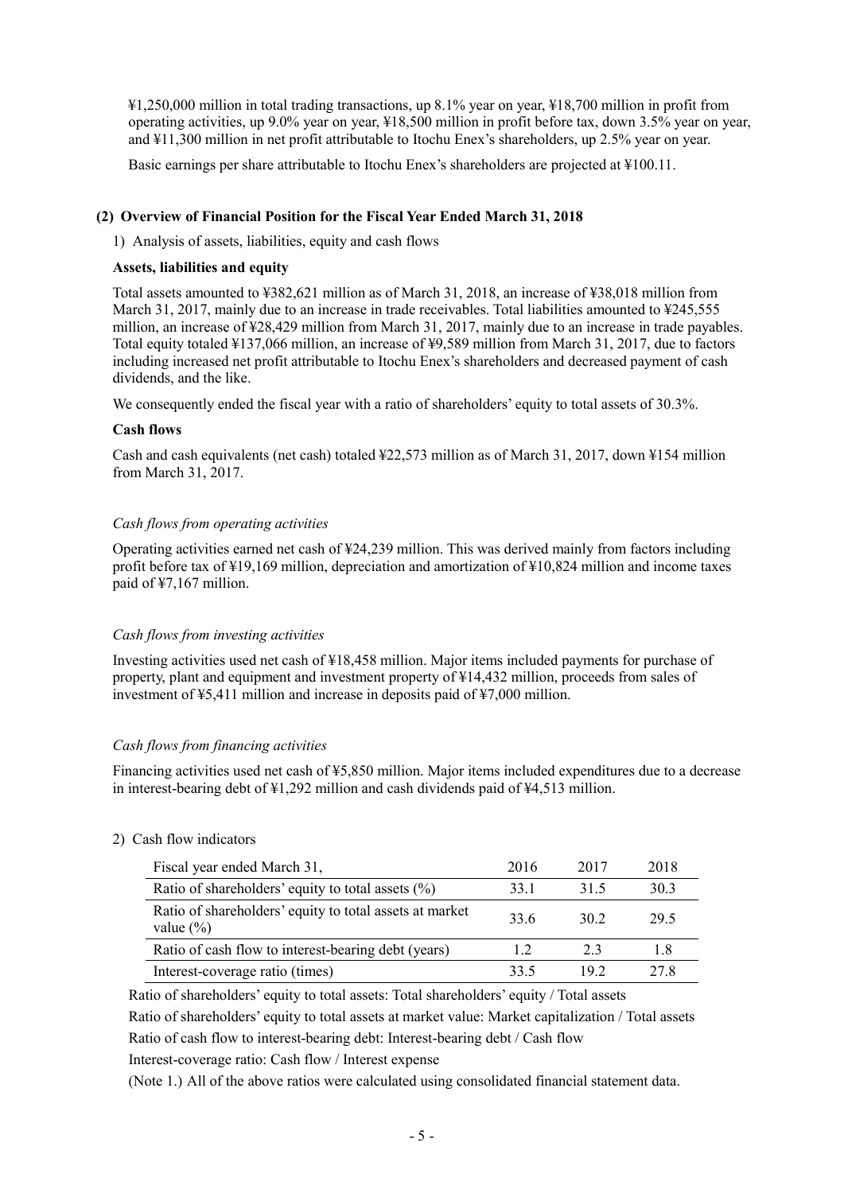¥1,250,000 million in total trading transactions, up 8.1% year on year, ¥18,700 million in profit from operating activities, up 9.0% year on year, ¥18,500 million in profit before tax, down 3.5% year on year, and ¥11,300 million in net profit attributable to Itochu Enex's shareholders, up 2.5% year on year.

Basic earnings per share attributable to Itochu Enex's shareholders are projected at ¥100.11.

### (2) Overview of Financial Position for the Fiscal Year Ended March 31, 2018

1) Analysis of assets, liabilities, equity and cash flows

**Assets, liabilities and equity**

Total assets amounted to ¥382,621 million as of March 31, 2018, an increase of ¥38,018 million from March 31, 2017, mainly due to an increase in trade receivables. Total liabilities amounted to ¥245,555 million, an increase of ¥28,429 million from March 31, 2017, mainly due to an increase in trade payables. Total equity totaled ¥137,066 million, an increase of ¥9,589 million from March 31, 2017, due to factors including increased net profit attributable to Itochu Enex's shareholders and decreased payment of cash dividends, and the like.

We consequently ended the fiscal year with a ratio of shareholders' equity to total assets of 30.3%.

**Cash flows**

Cash and cash equivalents (net cash) totaled ¥22,573 million as of March 31, 2017, down ¥154 million from March 31, 2017.

*Cash flows from operating activities*

Operating activities earned net cash of ¥24,239 million. This was derived mainly from factors including profit before tax of ¥19,169 million, depreciation and amortization of ¥10,824 million and income taxes paid of ¥7,167 million.

*Cash flows from investing activities*

Investing activities used net cash of ¥18,458 million. Major items included payments for purchase of property, plant and equipment and investment property of ¥14,432 million, proceeds from sales of investment of ¥5,411 million and increase in deposits paid of ¥7,000 million.

*Cash flows from financing activities*

Financing activities used net cash of ¥5,850 million. Major items included expenditures due to a decrease in interest-bearing debt of ¥1,292 million and cash dividends paid of ¥4,513 million.

2) Cash flow indicators

| Fiscal year ended March 31, | 2016 | 2017 | 2018 |
|---|---|---|---|
| Ratio of shareholders' equity to total assets (%) | 33.1 | 31.5 | 30.3 |
| Ratio of shareholders' equity to total assets at market value (%) | 33.6 | 30.2 | 29.5 |
| Ratio of cash flow to interest-bearing debt (years) | 1.2 | 2.3 | 1.8 |
| Interest-coverage ratio (times) | 33.5 | 19.2 | 27.8 |

Ratio of shareholders' equity to total assets: Total shareholders' equity / Total assets

Ratio of shareholders' equity to total assets at market value: Market capitalization / Total assets

Ratio of cash flow to interest-bearing debt: Interest-bearing debt / Cash flow

Interest-coverage ratio: Cash flow / Interest expense

(Note 1.) All of the above ratios were calculated using consolidated financial statement data.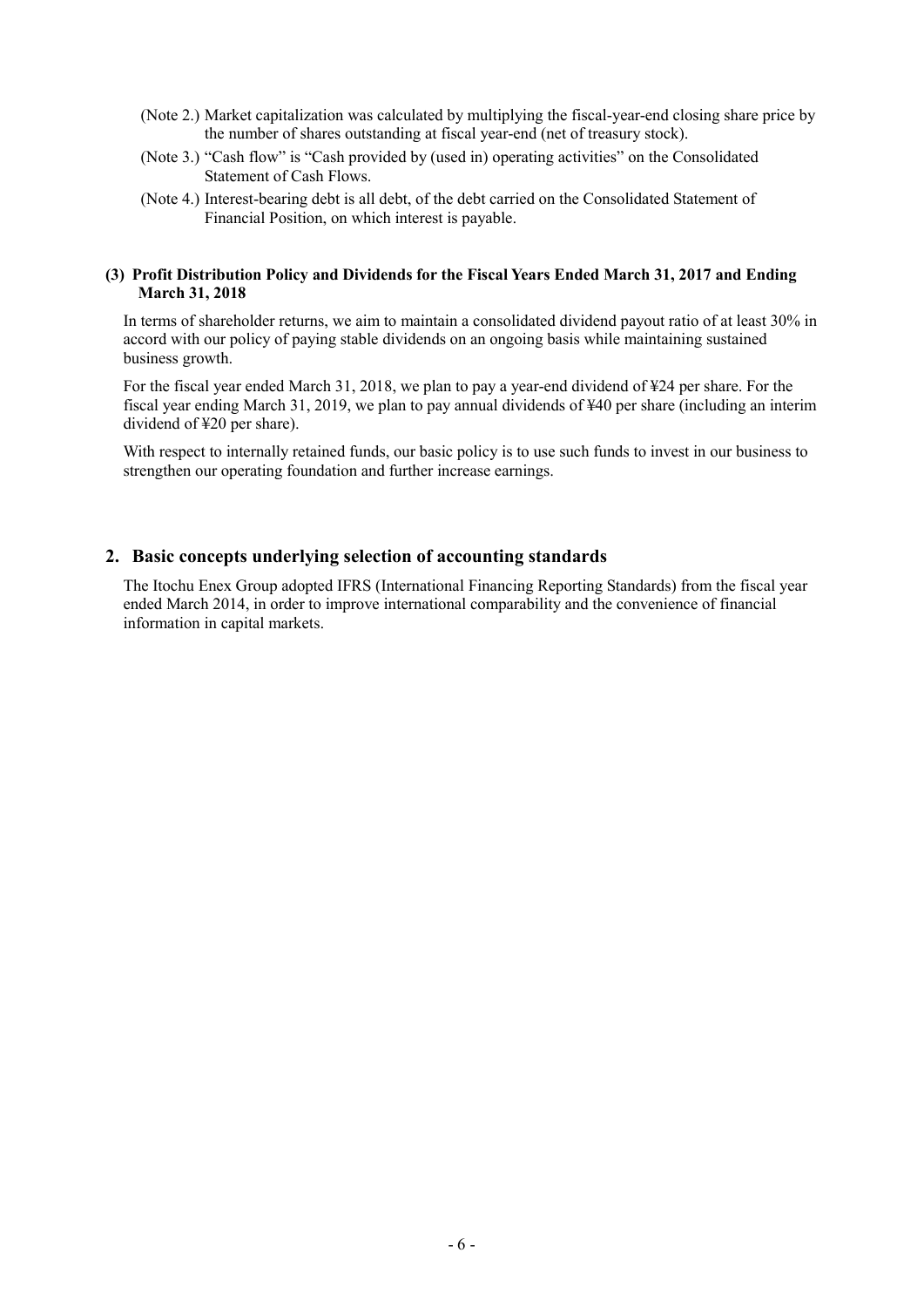(Note 2.) Market capitalization was calculated by multiplying the fiscal-year-end closing share price by the number of shares outstanding at fiscal year-end (net of treasury stock).

(Note 3.) "Cash flow" is "Cash provided by (used in) operating activities" on the Consolidated Statement of Cash Flows.

(Note 4.) Interest-bearing debt is all debt, of the debt carried on the Consolidated Statement of Financial Position, on which interest is payable.

### (3) Profit Distribution Policy and Dividends for the Fiscal Years Ended March 31, 2017 and Ending March 31, 2018

In terms of shareholder returns, we aim to maintain a consolidated dividend payout ratio of at least 30% in accord with our policy of paying stable dividends on an ongoing basis while maintaining sustained business growth.

For the fiscal year ended March 31, 2018, we plan to pay a year-end dividend of ¥24 per share. For the fiscal year ending March 31, 2019, we plan to pay annual dividends of ¥40 per share (including an interim dividend of ¥20 per share).

With respect to internally retained funds, our basic policy is to use such funds to invest in our business to strengthen our operating foundation and further increase earnings.

## 2. Basic concepts underlying selection of accounting standards

The Itochu Enex Group adopted IFRS (International Financing Reporting Standards) from the fiscal year ended March 2014, in order to improve international comparability and the convenience of financial information in capital markets.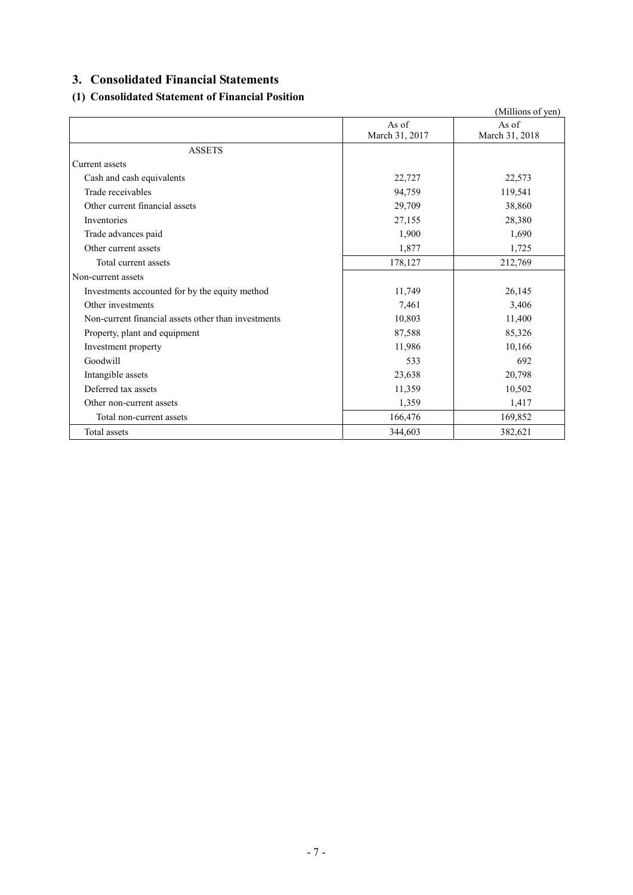## 3. Consolidated Financial Statements

### (1) Consolidated Statement of Financial Position

(Millions of yen)

| | As of March 31, 2017 | As of March 31, 2018 |
|---|---|---|
| ASSETS | | |
| Current assets | | |
| Cash and cash equivalents | 22,727 | 22,573 |
| Trade receivables | 94,759 | 119,541 |
| Other current financial assets | 29,709 | 38,860 |
| Inventories | 27,155 | 28,380 |
| Trade advances paid | 1,900 | 1,690 |
| Other current assets | 1,877 | 1,725 |
| Total current assets | 178,127 | 212,769 |
| Non-current assets | | |
| Investments accounted for by the equity method | 11,749 | 26,145 |
| Other investments | 7,461 | 3,406 |
| Non-current financial assets other than investments | 10,803 | 11,400 |
| Property, plant and equipment | 87,588 | 85,326 |
| Investment property | 11,986 | 10,166 |
| Goodwill | 533 | 692 |
| Intangible assets | 23,638 | 20,798 |
| Deferred tax assets | 11,359 | 10,502 |
| Other non-current assets | 1,359 | 1,417 |
| Total non-current assets | 166,476 | 169,852 |
| Total assets | 344,603 | 382,621 |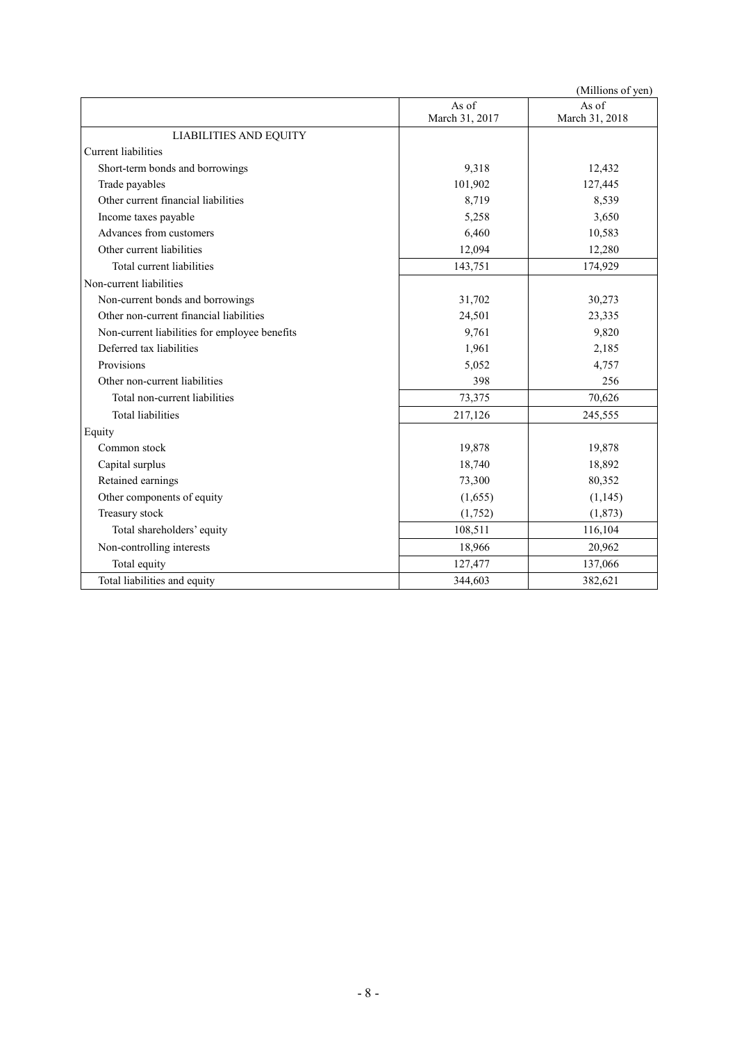(Millions of yen)

| | As of March 31, 2017 | As of March 31, 2018 |
|---|---|---|
| LIABILITIES AND EQUITY | | |
| Current liabilities | | |
| Short-term bonds and borrowings | 9,318 | 12,432 |
| Trade payables | 101,902 | 127,445 |
| Other current financial liabilities | 8,719 | 8,539 |
| Income taxes payable | 5,258 | 3,650 |
| Advances from customers | 6,460 | 10,583 |
| Other current liabilities | 12,094 | 12,280 |
| Total current liabilities | 143,751 | 174,929 |
| Non-current liabilities | | |
| Non-current bonds and borrowings | 31,702 | 30,273 |
| Other non-current financial liabilities | 24,501 | 23,335 |
| Non-current liabilities for employee benefits | 9,761 | 9,820 |
| Deferred tax liabilities | 1,961 | 2,185 |
| Provisions | 5,052 | 4,757 |
| Other non-current liabilities | 398 | 256 |
| Total non-current liabilities | 73,375 | 70,626 |
| Total liabilities | 217,126 | 245,555 |
| Equity | | |
| Common stock | 19,878 | 19,878 |
| Capital surplus | 18,740 | 18,892 |
| Retained earnings | 73,300 | 80,352 |
| Other components of equity | (1,655) | (1,145) |
| Treasury stock | (1,752) | (1,873) |
| Total shareholders' equity | 108,511 | 116,104 |
| Non-controlling interests | 18,966 | 20,962 |
| Total equity | 127,477 | 137,066 |
| Total liabilities and equity | 344,603 | 382,621 |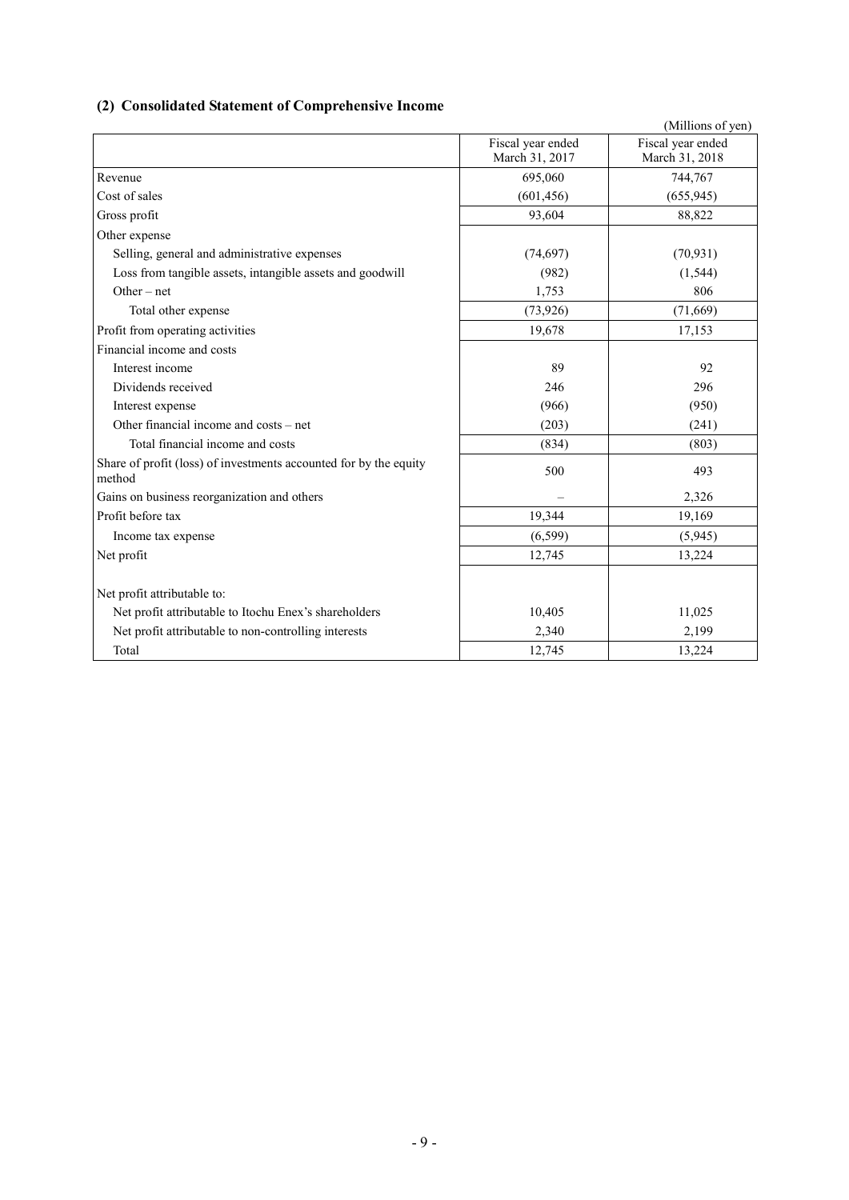### (2) Consolidated Statement of Comprehensive Income

(Millions of yen)

| | Fiscal year ended March 31, 2017 | Fiscal year ended March 31, 2018 |
|---|---|---|
| Revenue | 695,060 | 744,767 |
| Cost of sales | (601,456) | (655,945) |
| Gross profit | 93,604 | 88,822 |
| Other expense | | |
| Selling, general and administrative expenses | (74,697) | (70,931) |
| Loss from tangible assets, intangible assets and goodwill | (982) | (1,544) |
| Other – net | 1,753 | 806 |
| Total other expense | (73,926) | (71,669) |
| Profit from operating activities | 19,678 | 17,153 |
| Financial income and costs | | |
| Interest income | 89 | 92 |
| Dividends received | 246 | 296 |
| Interest expense | (966) | (950) |
| Other financial income and costs – net | (203) | (241) |
| Total financial income and costs | (834) | (803) |
| Share of profit (loss) of investments accounted for by the equity method | 500 | 493 |
| Gains on business reorganization and others | – | 2,326 |
| Profit before tax | 19,344 | 19,169 |
| Income tax expense | (6,599) | (5,945) |
| Net profit | 12,745 | 13,224 |
| Net profit attributable to: | | |
| Net profit attributable to Itochu Enex's shareholders | 10,405 | 11,025 |
| Net profit attributable to non-controlling interests | 2,340 | 2,199 |
| Total | 12,745 | 13,224 |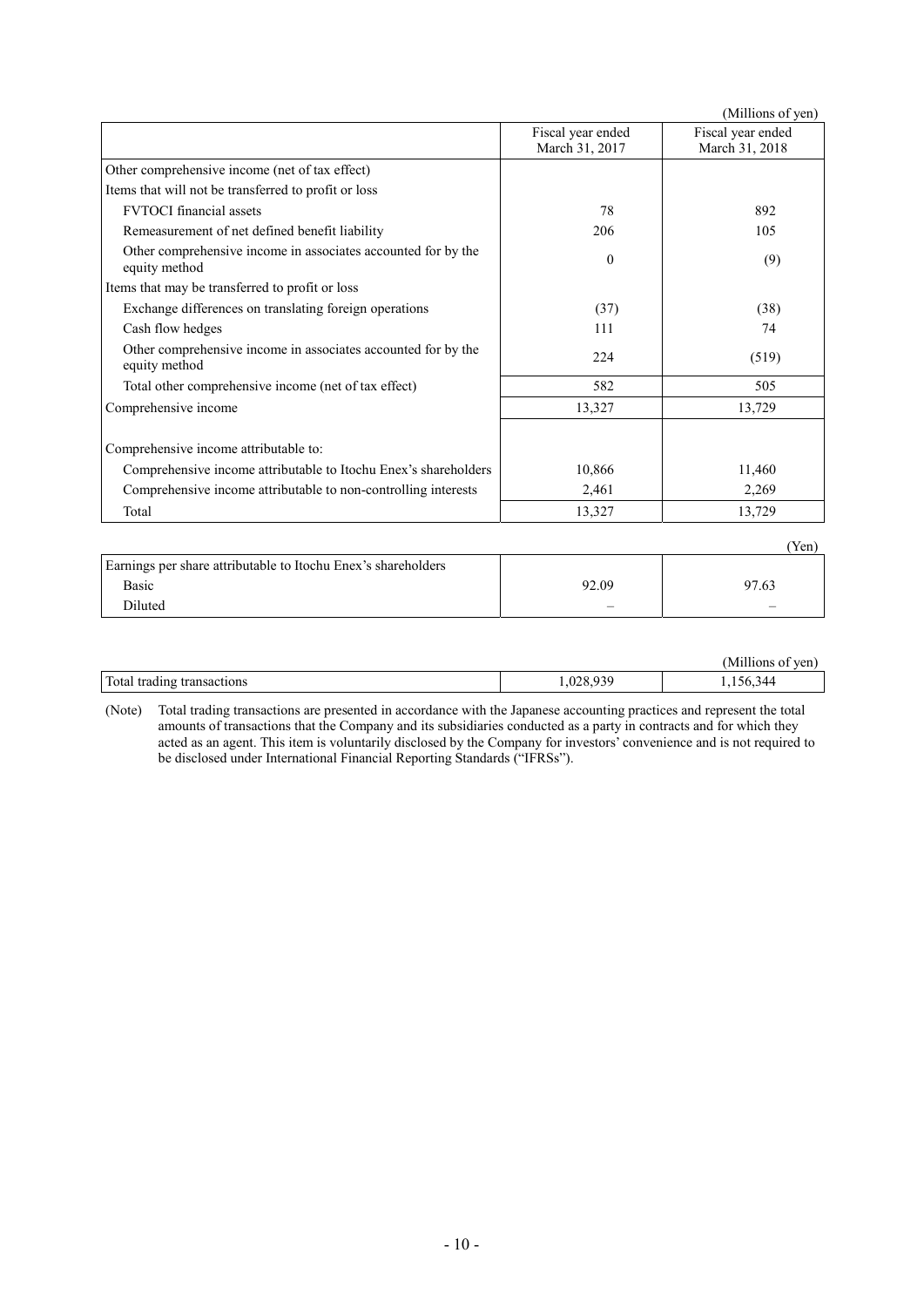(Millions of yen)

| | Fiscal year ended March 31, 2017 | Fiscal year ended March 31, 2018 |
|---|---|---|
| Other comprehensive income (net of tax effect) | | |
| Items that will not be transferred to profit or loss | | |
| FVTOCI financial assets | 78 | 892 |
| Remeasurement of net defined benefit liability | 206 | 105 |
| Other comprehensive income in associates accounted for by the equity method | 0 | (9) |
| Items that may be transferred to profit or loss | | |
| Exchange differences on translating foreign operations | (37) | (38) |
| Cash flow hedges | 111 | 74 |
| Other comprehensive income in associates accounted for by the equity method | 224 | (519) |
| Total other comprehensive income (net of tax effect) | 582 | 505 |
| Comprehensive income | 13,327 | 13,729 |
| Comprehensive income attributable to: | | |
| Comprehensive income attributable to Itochu Enex's shareholders | 10,866 | 11,460 |
| Comprehensive income attributable to non-controlling interests | 2,461 | 2,269 |
| Total | 13,327 | 13,729 |

(Yen)

| | | |
|---|---|---|
| Earnings per share attributable to Itochu Enex's shareholders | | |
| Basic | 92.09 | 97.63 |
| Diluted | – | – |

(Millions of yen)

| | | |
|---|---|---|
| Total trading transactions | 1,028,939 | 1,156,344 |

(Note) Total trading transactions are presented in accordance with the Japanese accounting practices and represent the total amounts of transactions that the Company and its subsidiaries conducted as a party in contracts and for which they acted as an agent. This item is voluntarily disclosed by the Company for investors' convenience and is not required to be disclosed under International Financial Reporting Standards ("IFRSs").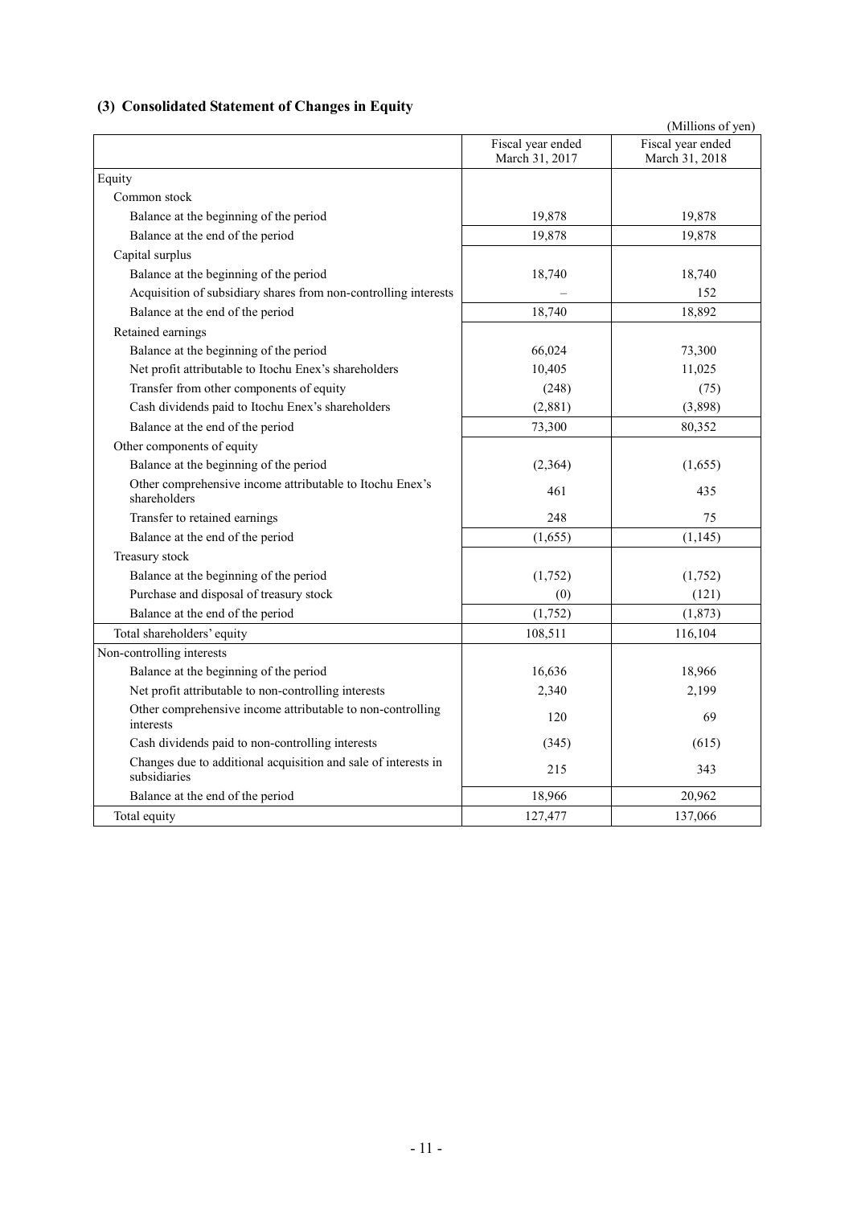### (3) Consolidated Statement of Changes in Equity

(Millions of yen)

| | Fiscal year ended March 31, 2017 | Fiscal year ended March 31, 2018 |
|---|---|---|
| Equity | | |
| Common stock | | |
| Balance at the beginning of the period | 19,878 | 19,878 |
| Balance at the end of the period | 19,878 | 19,878 |
| Capital surplus | | |
| Balance at the beginning of the period | 18,740 | 18,740 |
| Acquisition of subsidiary shares from non-controlling interests | – | 152 |
| Balance at the end of the period | 18,740 | 18,892 |
| Retained earnings | | |
| Balance at the beginning of the period | 66,024 | 73,300 |
| Net profit attributable to Itochu Enex's shareholders | 10,405 | 11,025 |
| Transfer from other components of equity | (248) | (75) |
| Cash dividends paid to Itochu Enex's shareholders | (2,881) | (3,898) |
| Balance at the end of the period | 73,300 | 80,352 |
| Other components of equity | | |
| Balance at the beginning of the period | (2,364) | (1,655) |
| Other comprehensive income attributable to Itochu Enex's shareholders | 461 | 435 |
| Transfer to retained earnings | 248 | 75 |
| Balance at the end of the period | (1,655) | (1,145) |
| Treasury stock | | |
| Balance at the beginning of the period | (1,752) | (1,752) |
| Purchase and disposal of treasury stock | (0) | (121) |
| Balance at the end of the period | (1,752) | (1,873) |
| Total shareholders' equity | 108,511 | 116,104 |
| Non-controlling interests | | |
| Balance at the beginning of the period | 16,636 | 18,966 |
| Net profit attributable to non-controlling interests | 2,340 | 2,199 |
| Other comprehensive income attributable to non-controlling interests | 120 | 69 |
| Cash dividends paid to non-controlling interests | (345) | (615) |
| Changes due to additional acquisition and sale of interests in subsidiaries | 215 | 343 |
| Balance at the end of the period | 18,966 | 20,962 |
| Total equity | 127,477 | 137,066 |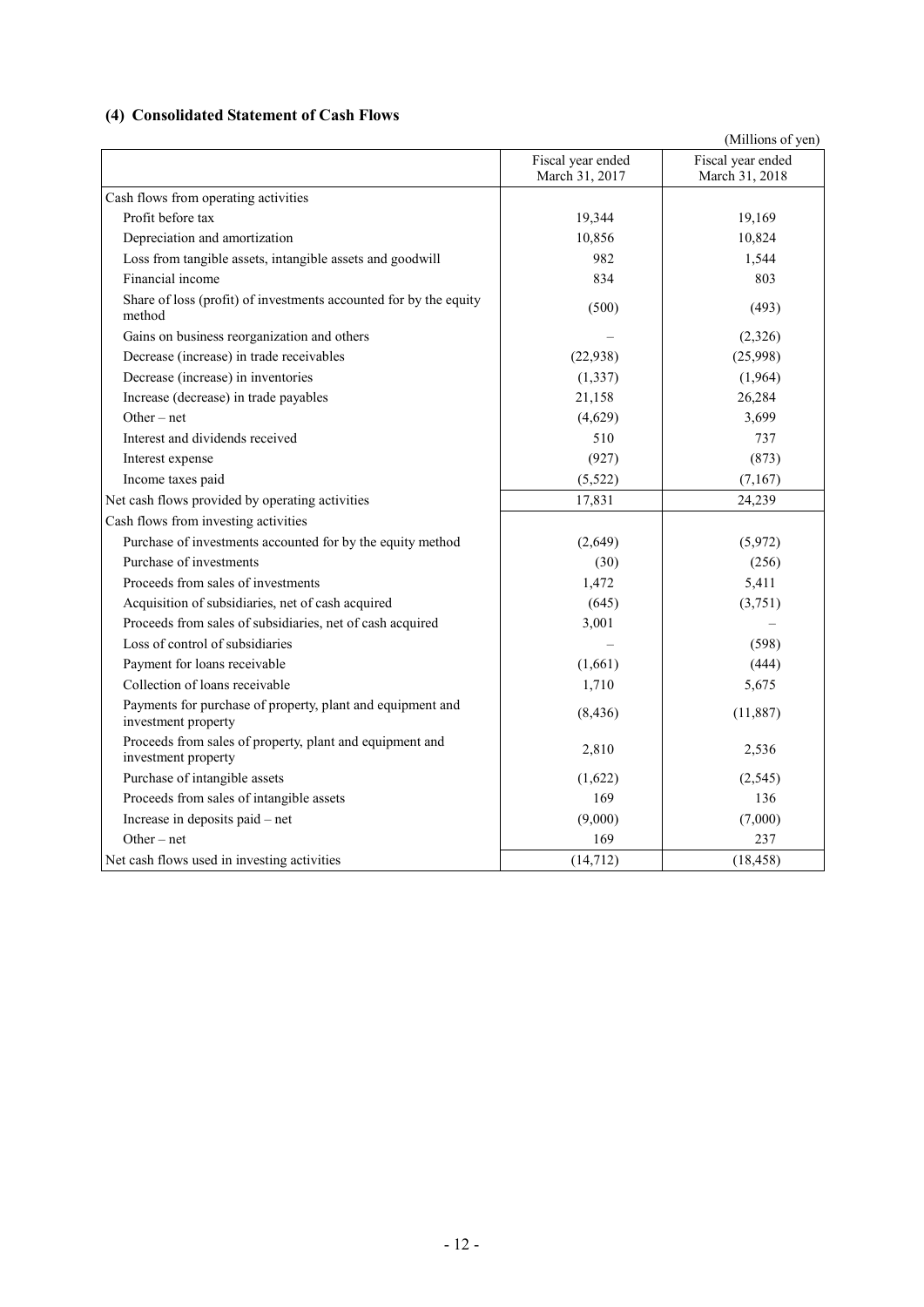### (4) Consolidated Statement of Cash Flows

(Millions of yen)

| | Fiscal year ended March 31, 2017 | Fiscal year ended March 31, 2018 |
|---|---|---|
| Cash flows from operating activities | | |
| Profit before tax | 19,344 | 19,169 |
| Depreciation and amortization | 10,856 | 10,824 |
| Loss from tangible assets, intangible assets and goodwill | 982 | 1,544 |
| Financial income | 834 | 803 |
| Share of loss (profit) of investments accounted for by the equity method | (500) | (493) |
| Gains on business reorganization and others | – | (2,326) |
| Decrease (increase) in trade receivables | (22,938) | (25,998) |
| Decrease (increase) in inventories | (1,337) | (1,964) |
| Increase (decrease) in trade payables | 21,158 | 26,284 |
| Other – net | (4,629) | 3,699 |
| Interest and dividends received | 510 | 737 |
| Interest expense | (927) | (873) |
| Income taxes paid | (5,522) | (7,167) |
| Net cash flows provided by operating activities | 17,831 | 24,239 |
| Cash flows from investing activities | | |
| Purchase of investments accounted for by the equity method | (2,649) | (5,972) |
| Purchase of investments | (30) | (256) |
| Proceeds from sales of investments | 1,472 | 5,411 |
| Acquisition of subsidiaries, net of cash acquired | (645) | (3,751) |
| Proceeds from sales of subsidiaries, net of cash acquired | 3,001 | – |
| Loss of control of subsidiaries | – | (598) |
| Payment for loans receivable | (1,661) | (444) |
| Collection of loans receivable | 1,710 | 5,675 |
| Payments for purchase of property, plant and equipment and investment property | (8,436) | (11,887) |
| Proceeds from sales of property, plant and equipment and investment property | 2,810 | 2,536 |
| Purchase of intangible assets | (1,622) | (2,545) |
| Proceeds from sales of intangible assets | 169 | 136 |
| Increase in deposits paid – net | (9,000) | (7,000) |
| Other – net | 169 | 237 |
| Net cash flows used in investing activities | (14,712) | (18,458) |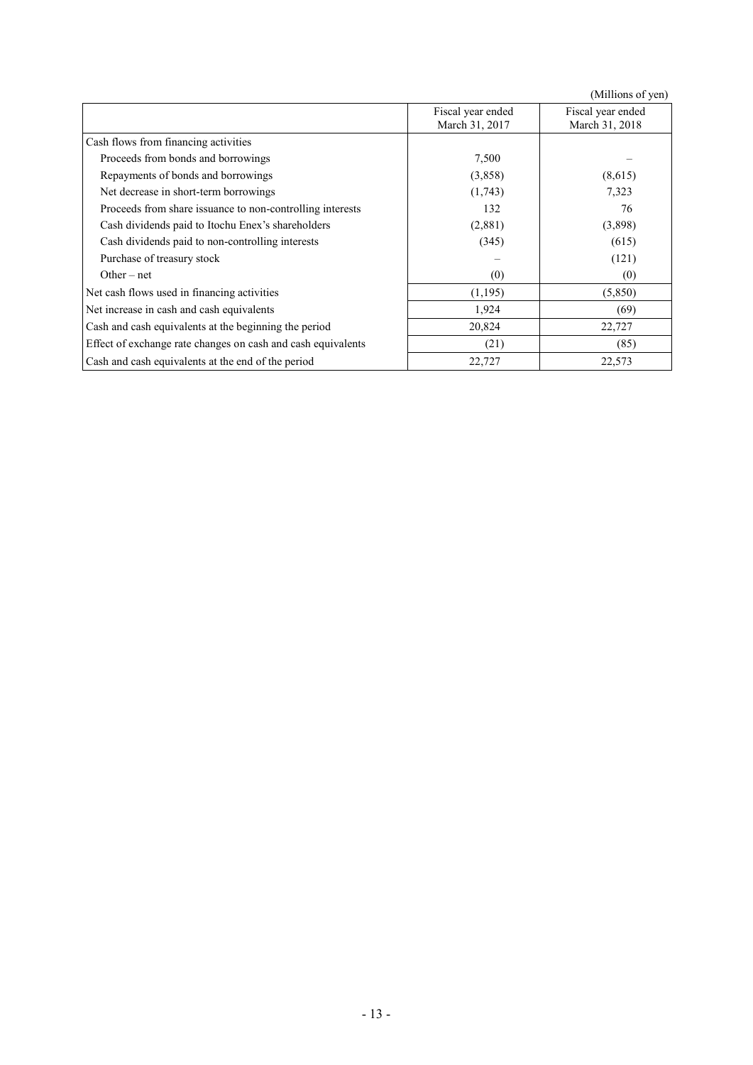(Millions of yen)

| | Fiscal year ended March 31, 2017 | Fiscal year ended March 31, 2018 |
|---|---|---|
| Cash flows from financing activities | | |
| Proceeds from bonds and borrowings | 7,500 | – |
| Repayments of bonds and borrowings | (3,858) | (8,615) |
| Net decrease in short-term borrowings | (1,743) | 7,323 |
| Proceeds from share issuance to non-controlling interests | 132 | 76 |
| Cash dividends paid to Itochu Enex's shareholders | (2,881) | (3,898) |
| Cash dividends paid to non-controlling interests | (345) | (615) |
| Purchase of treasury stock | – | (121) |
| Other – net | (0) | (0) |
| Net cash flows used in financing activities | (1,195) | (5,850) |
| Net increase in cash and cash equivalents | 1,924 | (69) |
| Cash and cash equivalents at the beginning the period | 20,824 | 22,727 |
| Effect of exchange rate changes on cash and cash equivalents | (21) | (85) |
| Cash and cash equivalents at the end of the period | 22,727 | 22,573 |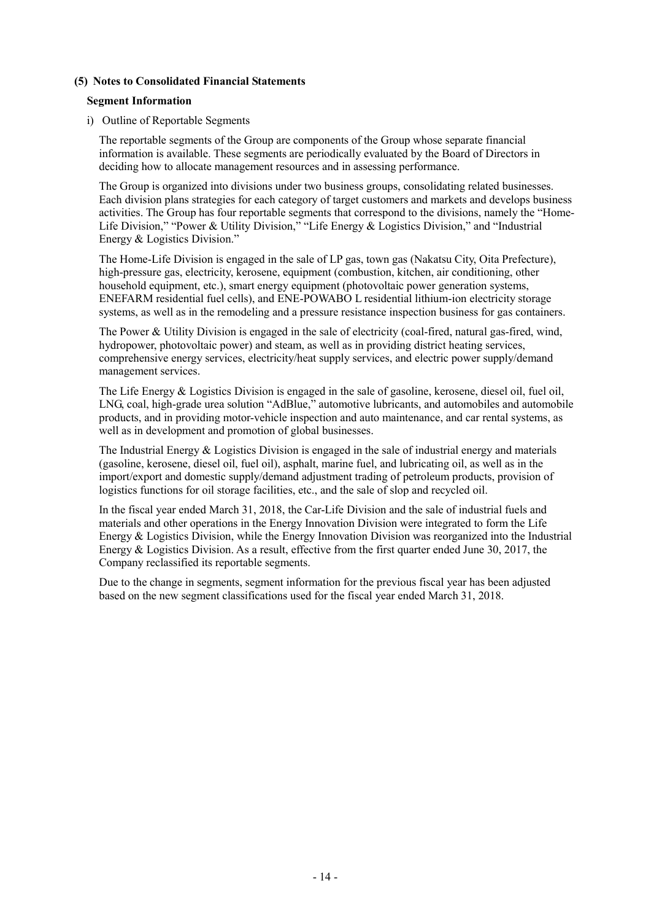### (5) Notes to Consolidated Financial Statements

#### Segment Information

i) Outline of Reportable Segments

The reportable segments of the Group are components of the Group whose separate financial information is available. These segments are periodically evaluated by the Board of Directors in deciding how to allocate management resources and in assessing performance.

The Group is organized into divisions under two business groups, consolidating related businesses. Each division plans strategies for each category of target customers and markets and develops business activities. The Group has four reportable segments that correspond to the divisions, namely the "Home-Life Division," "Power & Utility Division," "Life Energy & Logistics Division," and "Industrial Energy & Logistics Division."

The Home-Life Division is engaged in the sale of LP gas, town gas (Nakatsu City, Oita Prefecture), high-pressure gas, electricity, kerosene, equipment (combustion, kitchen, air conditioning, other household equipment, etc.), smart energy equipment (photovoltaic power generation systems, ENEFARM residential fuel cells), and ENE-POWABO L residential lithium-ion electricity storage systems, as well as in the remodeling and a pressure resistance inspection business for gas containers.

The Power & Utility Division is engaged in the sale of electricity (coal-fired, natural gas-fired, wind, hydropower, photovoltaic power) and steam, as well as in providing district heating services, comprehensive energy services, electricity/heat supply services, and electric power supply/demand management services.

The Life Energy & Logistics Division is engaged in the sale of gasoline, kerosene, diesel oil, fuel oil, LNG, coal, high-grade urea solution "AdBlue," automotive lubricants, and automobiles and automobile products, and in providing motor-vehicle inspection and auto maintenance, and car rental systems, as well as in development and promotion of global businesses.

The Industrial Energy & Logistics Division is engaged in the sale of industrial energy and materials (gasoline, kerosene, diesel oil, fuel oil), asphalt, marine fuel, and lubricating oil, as well as in the import/export and domestic supply/demand adjustment trading of petroleum products, provision of logistics functions for oil storage facilities, etc., and the sale of slop and recycled oil.

In the fiscal year ended March 31, 2018, the Car-Life Division and the sale of industrial fuels and materials and other operations in the Energy Innovation Division were integrated to form the Life Energy & Logistics Division, while the Energy Innovation Division was reorganized into the Industrial Energy & Logistics Division. As a result, effective from the first quarter ended June 30, 2017, the Company reclassified its reportable segments.

Due to the change in segments, segment information for the previous fiscal year has been adjusted based on the new segment classifications used for the fiscal year ended March 31, 2018.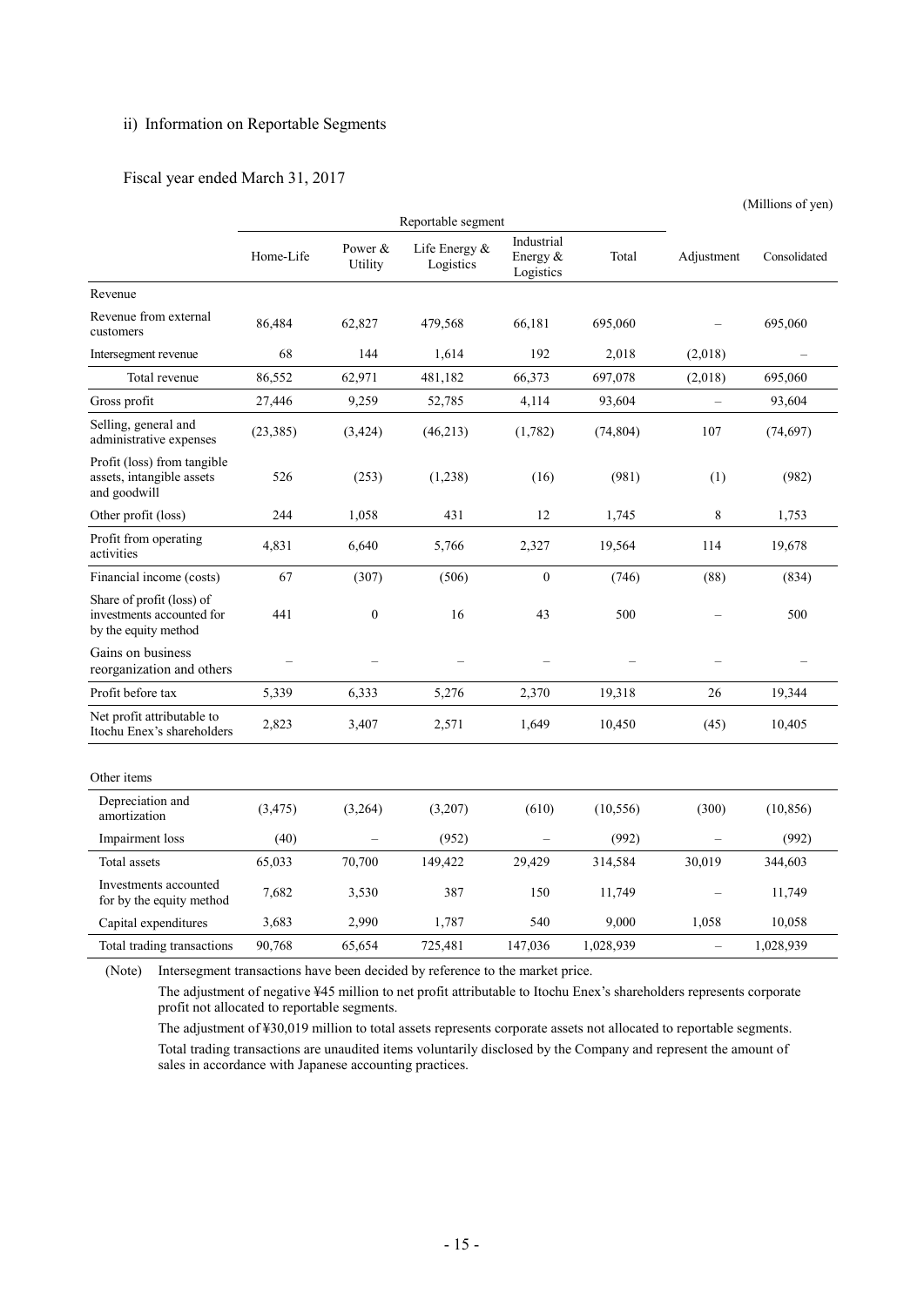ii) Information on Reportable Segments

Fiscal year ended March 31, 2017

(Millions of yen)

| | Reportable segment | | | | | | |
|---|---|---|---|---|---|---|---|
| | Home-Life | Power & Utility | Life Energy & Logistics | Industrial Energy & Logistics | Total | Adjustment | Consolidated |
| Revenue | | | | | | | |
| Revenue from external customers | 86,484 | 62,827 | 479,568 | 66,181 | 695,060 | – | 695,060 |
| Intersegment revenue | 68 | 144 | 1,614 | 192 | 2,018 | (2,018) | – |
| Total revenue | 86,552 | 62,971 | 481,182 | 66,373 | 697,078 | (2,018) | 695,060 |
| Gross profit | 27,446 | 9,259 | 52,785 | 4,114 | 93,604 | – | 93,604 |
| Selling, general and administrative expenses | (23,385) | (3,424) | (46,213) | (1,782) | (74,804) | 107 | (74,697) |
| Profit (loss) from tangible assets, intangible assets and goodwill | 526 | (253) | (1,238) | (16) | (981) | (1) | (982) |
| Other profit (loss) | 244 | 1,058 | 431 | 12 | 1,745 | 8 | 1,753 |
| Profit from operating activities | 4,831 | 6,640 | 5,766 | 2,327 | 19,564 | 114 | 19,678 |
| Financial income (costs) | 67 | (307) | (506) | 0 | (746) | (88) | (834) |
| Share of profit (loss) of investments accounted for by the equity method | 441 | 0 | 16 | 43 | 500 | – | 500 |
| Gains on business reorganization and others | – | – | – | – | – | – | – |
| Profit before tax | 5,339 | 6,333 | 5,276 | 2,370 | 19,318 | 26 | 19,344 |
| Net profit attributable to Itochu Enex's shareholders | 2,823 | 3,407 | 2,571 | 1,649 | 10,450 | (45) | 10,405 |
| Other items | | | | | | | |
| Depreciation and amortization | (3,475) | (3,264) | (3,207) | (610) | (10,556) | (300) | (10,856) |
| Impairment loss | (40) | – | (952) | – | (992) | – | (992) |
| Total assets | 65,033 | 70,700 | 149,422 | 29,429 | 314,584 | 30,019 | 344,603 |
| Investments accounted for by the equity method | 7,682 | 3,530 | 387 | 150 | 11,749 | – | 11,749 |
| Capital expenditures | 3,683 | 2,990 | 1,787 | 540 | 9,000 | 1,058 | 10,058 |
| Total trading transactions | 90,768 | 65,654 | 725,481 | 147,036 | 1,028,939 | – | 1,028,939 |

(Note) Intersegment transactions have been decided by reference to the market price.

The adjustment of negative ¥45 million to net profit attributable to Itochu Enex's shareholders represents corporate profit not allocated to reportable segments.

The adjustment of ¥30,019 million to total assets represents corporate assets not allocated to reportable segments.

Total trading transactions are unaudited items voluntarily disclosed by the Company and represent the amount of sales in accordance with Japanese accounting practices.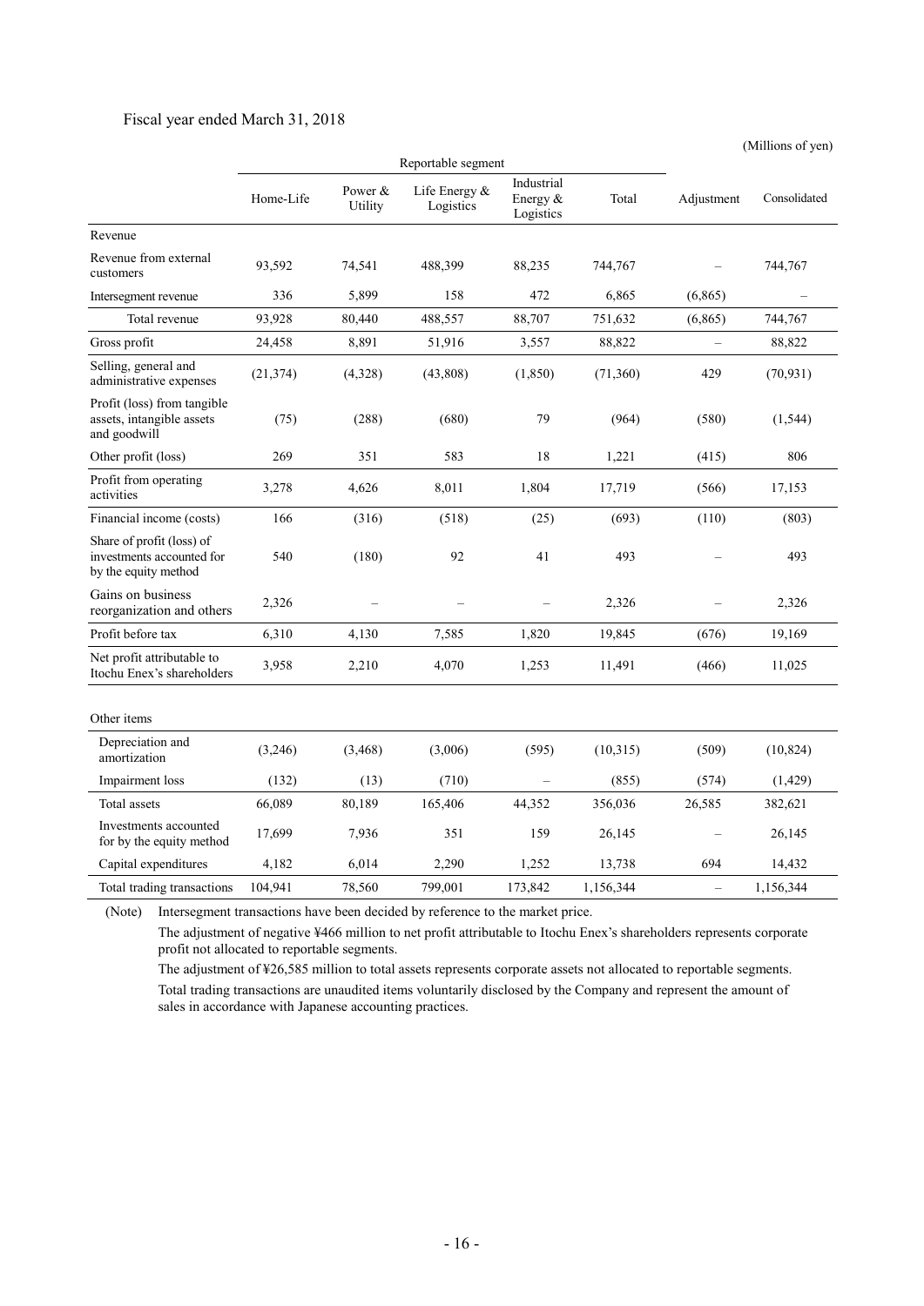Fiscal year ended March 31, 2018

(Millions of yen)

| | Reportable segment | | | | | | |
|---|---|---|---|---|---|---|---|
| | Home-Life | Power & Utility | Life Energy & Logistics | Industrial Energy & Logistics | Total | Adjustment | Consolidated |
| Revenue | | | | | | | |
| Revenue from external customers | 93,592 | 74,541 | 488,399 | 88,235 | 744,767 | – | 744,767 |
| Intersegment revenue | 336 | 5,899 | 158 | 472 | 6,865 | (6,865) | – |
| Total revenue | 93,928 | 80,440 | 488,557 | 88,707 | 751,632 | (6,865) | 744,767 |
| Gross profit | 24,458 | 8,891 | 51,916 | 3,557 | 88,822 | – | 88,822 |
| Selling, general and administrative expenses | (21,374) | (4,328) | (43,808) | (1,850) | (71,360) | 429 | (70,931) |
| Profit (loss) from tangible assets, intangible assets and goodwill | (75) | (288) | (680) | 79 | (964) | (580) | (1,544) |
| Other profit (loss) | 269 | 351 | 583 | 18 | 1,221 | (415) | 806 |
| Profit from operating activities | 3,278 | 4,626 | 8,011 | 1,804 | 17,719 | (566) | 17,153 |
| Financial income (costs) | 166 | (316) | (518) | (25) | (693) | (110) | (803) |
| Share of profit (loss) of investments accounted for by the equity method | 540 | (180) | 92 | 41 | 493 | – | 493 |
| Gains on business reorganization and others | 2,326 | – | – | – | 2,326 | – | 2,326 |
| Profit before tax | 6,310 | 4,130 | 7,585 | 1,820 | 19,845 | (676) | 19,169 |
| Net profit attributable to Itochu Enex's shareholders | 3,958 | 2,210 | 4,070 | 1,253 | 11,491 | (466) | 11,025 |
| | | | | | | | |
| Other items | | | | | | | |
| Depreciation and amortization | (3,246) | (3,468) | (3,006) | (595) | (10,315) | (509) | (10,824) |
| Impairment loss | (132) | (13) | (710) | – | (855) | (574) | (1,429) |
| Total assets | 66,089 | 80,189 | 165,406 | 44,352 | 356,036 | 26,585 | 382,621 |
| Investments accounted for by the equity method | 17,699 | 7,936 | 351 | 159 | 26,145 | – | 26,145 |
| Capital expenditures | 4,182 | 6,014 | 2,290 | 1,252 | 13,738 | 694 | 14,432 |
| Total trading transactions | 104,941 | 78,560 | 799,001 | 173,842 | 1,156,344 | – | 1,156,344 |

(Note) Intersegment transactions have been decided by reference to the market price.

The adjustment of negative ¥466 million to net profit attributable to Itochu Enex's shareholders represents corporate profit not allocated to reportable segments.

The adjustment of ¥26,585 million to total assets represents corporate assets not allocated to reportable segments.

Total trading transactions are unaudited items voluntarily disclosed by the Company and represent the amount of sales in accordance with Japanese accounting practices.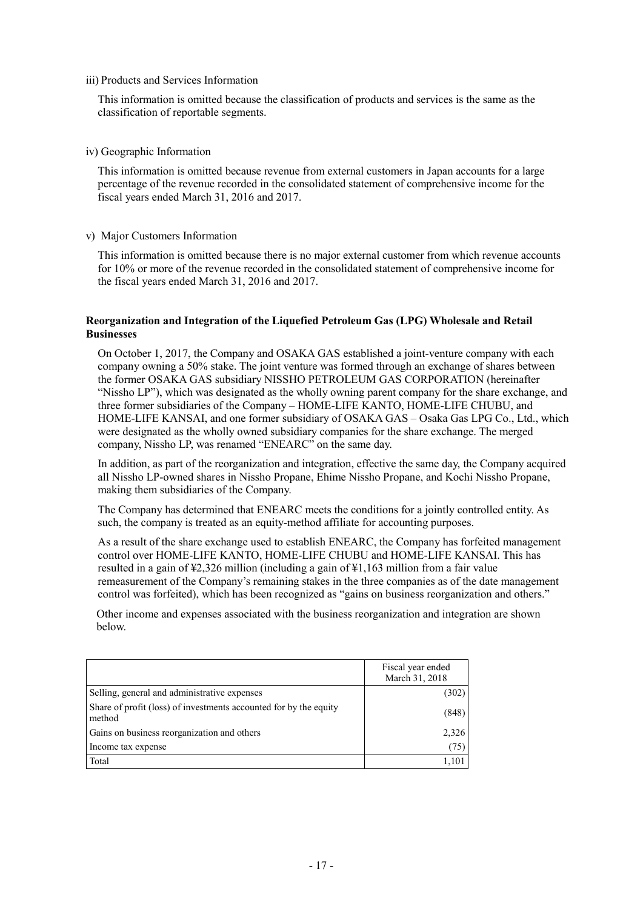iii) Products and Services Information

This information is omitted because the classification of products and services is the same as the classification of reportable segments.

iv) Geographic Information

This information is omitted because revenue from external customers in Japan accounts for a large percentage of the revenue recorded in the consolidated statement of comprehensive income for the fiscal years ended March 31, 2016 and 2017.

v) Major Customers Information

This information is omitted because there is no major external customer from which revenue accounts for 10% or more of the revenue recorded in the consolidated statement of comprehensive income for the fiscal years ended March 31, 2016 and 2017.

**Reorganization and Integration of the Liquefied Petroleum Gas (LPG) Wholesale and Retail Businesses**

On October 1, 2017, the Company and OSAKA GAS established a joint-venture company with each company owning a 50% stake. The joint venture was formed through an exchange of shares between the former OSAKA GAS subsidiary NISSHO PETROLEUM GAS CORPORATION (hereinafter "Nissho LP"), which was designated as the wholly owning parent company for the share exchange, and three former subsidiaries of the Company – HOME-LIFE KANTO, HOME-LIFE CHUBU, and HOME-LIFE KANSAI, and one former subsidiary of OSAKA GAS – Osaka Gas LPG Co., Ltd., which were designated as the wholly owned subsidiary companies for the share exchange. The merged company, Nissho LP, was renamed "ENEARC" on the same day.

In addition, as part of the reorganization and integration, effective the same day, the Company acquired all Nissho LP-owned shares in Nissho Propane, Ehime Nissho Propane, and Kochi Nissho Propane, making them subsidiaries of the Company.

The Company has determined that ENEARC meets the conditions for a jointly controlled entity. As such, the company is treated as an equity-method affiliate for accounting purposes.

As a result of the share exchange used to establish ENEARC, the Company has forfeited management control over HOME-LIFE KANTO, HOME-LIFE CHUBU and HOME-LIFE KANSAI. This has resulted in a gain of ¥2,326 million (including a gain of ¥1,163 million from a fair value remeasurement of the Company's remaining stakes in the three companies as of the date management control was forfeited), which has been recognized as "gains on business reorganization and others."

Other income and expenses associated with the business reorganization and integration are shown below.

| | Fiscal year ended March 31, 2018 |
|---|---|
| Selling, general and administrative expenses | (302) |
| Share of profit (loss) of investments accounted for by the equity method | (848) |
| Gains on business reorganization and others | 2,326 |
| Income tax expense | (75) |
| Total | 1,101 |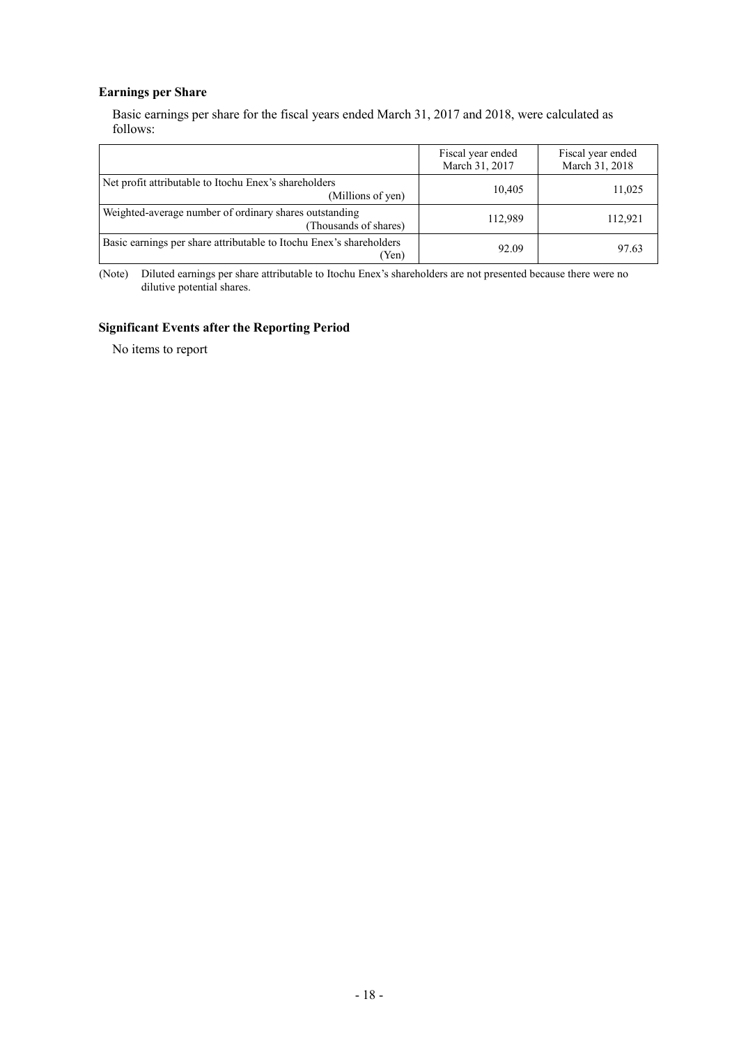### Earnings per Share

Basic earnings per share for the fiscal years ended March 31, 2017 and 2018, were calculated as follows:

| | Fiscal year ended March 31, 2017 | Fiscal year ended March 31, 2018 |
|---|---|---|
| Net profit attributable to Itochu Enex's shareholders (Millions of yen) | 10,405 | 11,025 |
| Weighted-average number of ordinary shares outstanding (Thousands of shares) | 112,989 | 112,921 |
| Basic earnings per share attributable to Itochu Enex's shareholders (Yen) | 92.09 | 97.63 |

(Note) Diluted earnings per share attributable to Itochu Enex's shareholders are not presented because there were no dilutive potential shares.

### Significant Events after the Reporting Period

No items to report